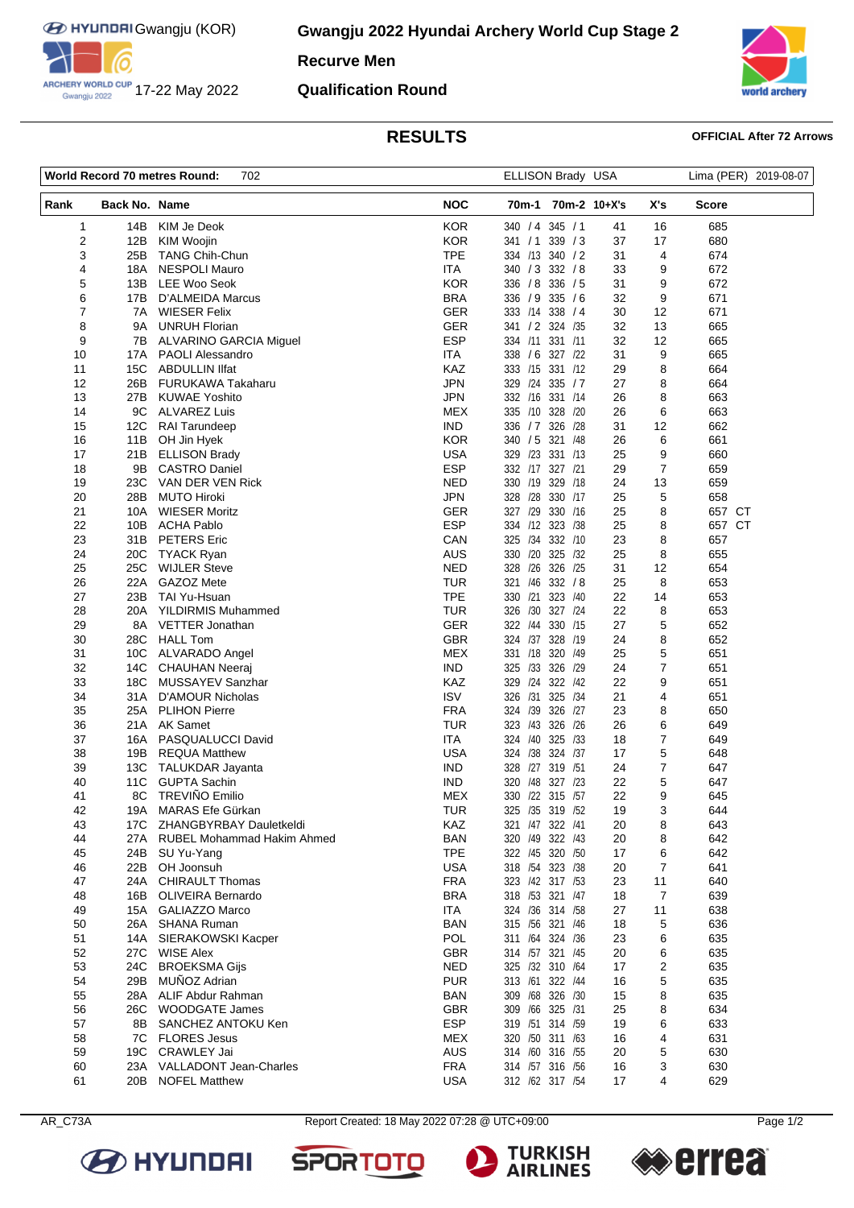# Gwangju 2022 Hyundai Archery World Cup Stage 2

HYUNDAI Gwangju (KOR)

17-22 May 2022

## Recurve Men

## Qualification Round

## RESULTS

**OFFICIAL After 72 Arrows**

| World Record 70 metres Round: | 702 | ELLISON Brady USA | Lima (PER) 2019-08-07 |
|---|---|---|---|

| Rank | Back No. | Name | NOC | 70m-1 | 70m-2 | 10+X's | X's | Score |
|---|---|---|---|---|---|---|---|---|
| 1 | 14B | KIM Je Deok | KOR | 340 / 4 | 345 / 1 | 41 | 16 | 685 |
| 2 | 12B | KIM Woojin | KOR | 341 / 1 | 339 / 3 | 37 | 17 | 680 |
| 3 | 25B | TANG Chih-Chun | TPE | 334 /13 | 340 / 2 | 31 | 4 | 674 |
| 4 | 18A | NESPOLI Mauro | ITA | 340 / 3 | 332 / 8 | 33 | 9 | 672 |
| 5 | 13B | LEE Woo Seok | KOR | 336 / 8 | 336 / 5 | 31 | 9 | 672 |
| 6 | 17B | D'ALMEIDA Marcus | BRA | 336 / 9 | 335 / 6 | 32 | 9 | 671 |
| 7 | 7A | WIESER Felix | GER | 333 /14 | 338 / 4 | 30 | 12 | 671 |
| 8 | 9A | UNRUH Florian | GER | 341 / 2 | 324 /35 | 32 | 13 | 665 |
| 9 | 7B | ALVARINO GARCIA Miguel | ESP | 334 /11 | 331 /11 | 32 | 12 | 665 |
| 10 | 17A | PAOLI Alessandro | ITA | 338 / 6 | 327 /22 | 31 | 9 | 665 |
| 11 | 15C | ABDULLIN Ilfat | KAZ | 333 /15 | 331 /12 | 29 | 8 | 664 |
| 12 | 26B | FURUKAWA Takaharu | JPN | 329 /24 | 335 / 7 | 27 | 8 | 664 |
| 13 | 27B | KUWAE Yoshito | JPN | 332 /16 | 331 /14 | 26 | 8 | 663 |
| 14 | 9C | ALVAREZ Luis | MEX | 335 /10 | 328 /20 | 26 | 6 | 663 |
| 15 | 12C | RAI Tarundeep | IND | 336 / 7 | 326 /28 | 31 | 12 | 662 |
| 16 | 11B | OH Jin Hyek | KOR | 340 / 5 | 321 /48 | 26 | 6 | 661 |
| 17 | 21B | ELLISON Brady | USA | 329 /23 | 331 /13 | 25 | 9 | 660 |
| 18 | 9B | CASTRO Daniel | ESP | 332 /17 | 327 /21 | 29 | 7 | 659 |
| 19 | 23C | VAN DER VEN Rick | NED | 330 /19 | 329 /18 | 24 | 13 | 659 |
| 20 | 28B | MUTO Hiroki | JPN | 328 /28 | 330 /17 | 25 | 5 | 658 |
| 21 | 10A | WIESER Moritz | GER | 327 /29 | 330 /16 | 25 | 8 | 657 CT |
| 22 | 10B | ACHA Pablo | ESP | 334 /12 | 323 /38 | 25 | 8 | 657 CT |
| 23 | 31B | PETERS Eric | CAN | 325 /34 | 332 /10 | 23 | 8 | 657 |
| 24 | 20C | TYACK Ryan | AUS | 330 /20 | 325 /32 | 25 | 8 | 655 |
| 25 | 25C | WIJLER Steve | NED | 328 /26 | 326 /25 | 31 | 12 | 654 |
| 26 | 22A | GAZOZ Mete | TUR | 321 /46 | 332 / 8 | 25 | 8 | 653 |
| 27 | 23B | TAI Yu-Hsuan | TPE | 330 /21 | 323 /40 | 22 | 14 | 653 |
| 28 | 20A | YILDIRMIS Muhammed | TUR | 326 /30 | 327 /24 | 22 | 8 | 653 |
| 29 | 8A | VETTER Jonathan | GER | 322 /44 | 330 /15 | 27 | 5 | 652 |
| 30 | 28C | HALL Tom | GBR | 324 /37 | 328 /19 | 24 | 8 | 652 |
| 31 | 10C | ALVARADO Angel | MEX | 331 /18 | 320 /49 | 25 | 5 | 651 |
| 32 | 14C | CHAUHAN Neeraj | IND | 325 /33 | 326 /29 | 24 | 7 | 651 |
| 33 | 18C | MUSSAYEV Sanzhar | KAZ | 329 /24 | 322 /42 | 22 | 9 | 651 |
| 34 | 31A | D'AMOUR Nicholas | ISV | 326 /31 | 325 /34 | 21 | 4 | 651 |
| 35 | 25A | PLIHON Pierre | FRA | 324 /39 | 326 /27 | 23 | 8 | 650 |
| 36 | 21A | AK Samet | TUR | 323 /43 | 326 /26 | 26 | 6 | 649 |
| 37 | 16A | PASQUALUCCI David | ITA | 324 /40 | 325 /33 | 18 | 7 | 649 |
| 38 | 19B | REQUA Matthew | USA | 324 /38 | 324 /37 | 17 | 5 | 648 |
| 39 | 13C | TALUKDAR Jayanta | IND | 328 /27 | 319 /51 | 24 | 7 | 647 |
| 40 | 11C | GUPTA Sachin | IND | 320 /48 | 327 /23 | 22 | 5 | 647 |
| 41 | 8C | TREVIÑO Emilio | MEX | 330 /22 | 315 /57 | 22 | 9 | 645 |
| 42 | 19A | MARAS Efe Gürkan | TUR | 325 /35 | 319 /52 | 19 | 3 | 644 |
| 43 | 17C | ZHANGBYRBAY Dauletkeldi | KAZ | 321 /47 | 322 /41 | 20 | 8 | 643 |
| 44 | 27A | RUBEL Mohammad Hakim Ahmed | BAN | 320 /49 | 322 /43 | 20 | 8 | 642 |
| 45 | 24B | SU Yu-Yang | TPE | 322 /45 | 320 /50 | 17 | 6 | 642 |
| 46 | 22B | OH Joonsuh | USA | 318 /54 | 323 /38 | 20 | 7 | 641 |
| 47 | 24A | CHIRAULT Thomas | FRA | 323 /42 | 317 /53 | 23 | 11 | 640 |
| 48 | 16B | OLIVEIRA Bernardo | BRA | 318 /53 | 321 /47 | 18 | 7 | 639 |
| 49 | 15A | GALIAZZO Marco | ITA | 324 /36 | 314 /58 | 27 | 11 | 638 |
| 50 | 26A | SHANA Ruman | BAN | 315 /56 | 321 /46 | 18 | 5 | 636 |
| 51 | 14A | SIERAKOWSKI Kacper | POL | 311 /64 | 324 /36 | 23 | 6 | 635 |
| 52 | 27C | WISE Alex | GBR | 314 /57 | 321 /45 | 20 | 6 | 635 |
| 53 | 24C | BROEKSMA Gijs | NED | 325 /32 | 310 /64 | 17 | 2 | 635 |
| 54 | 29B | MUÑOZ Adrian | PUR | 313 /61 | 322 /44 | 16 | 5 | 635 |
| 55 | 28A | ALIF Abdur Rahman | BAN | 309 /68 | 326 /30 | 15 | 8 | 635 |
| 56 | 26C | WOODGATE James | GBR | 309 /66 | 325 /31 | 25 | 8 | 634 |
| 57 | 8B | SANCHEZ ANTOKU Ken | ESP | 319 /51 | 314 /59 | 19 | 6 | 633 |
| 58 | 7C | FLORES Jesus | MEX | 320 /50 | 311 /63 | 16 | 4 | 631 |
| 59 | 19C | CRAWLEY Jai | AUS | 314 /60 | 316 /55 | 20 | 5 | 630 |
| 60 | 23A | VALLADONT Jean-Charles | FRA | 314 /57 | 316 /56 | 16 | 3 | 630 |
| 61 | 20B | NOFEL Matthew | USA | 312 /62 | 317 /54 | 17 | 4 | 629 |

AR_C73A

Report Created: 18 May 2022 07:28 @ UTC+09:00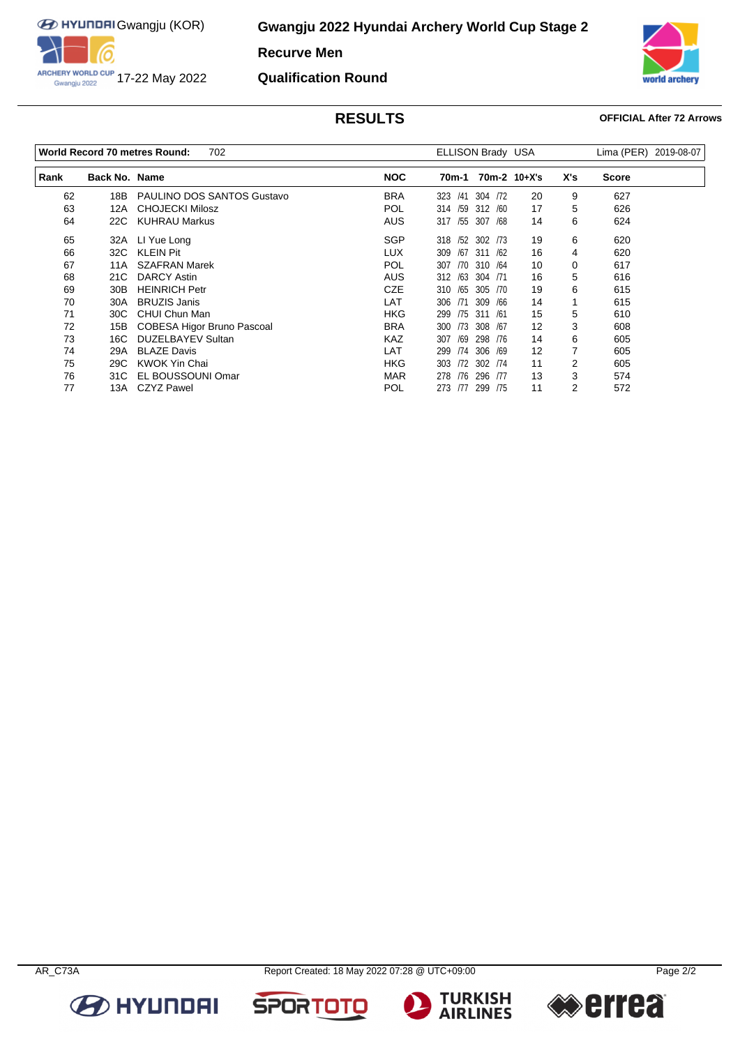Gwangju (KOR)

17-22 May 2022

# Gwangju 2022 Hyundai Archery World Cup Stage 2

**Recurve Men**

**Qualification Round**

## RESULTS

**OFFICIAL After 72 Arrows**

| **World Record 70 metres Round:** 702 | ELLISON Brady USA | Lima (PER) 2019-08-07 |
|---|---|---|

| Rank | Back No. | Name | NOC | 70m-1 | 70m-2 | 10+X's | X's | Score |
|---|---|---|---|---|---|---|---|---|
| 62 | 18B | PAULINO DOS SANTOS Gustavo | BRA | 323 /41 | 304 /72 | 20 | 9 | 627 |
| 63 | 12A | CHOJECKI Milosz | POL | 314 /59 | 312 /60 | 17 | 5 | 626 |
| 64 | 22C | KUHRAU Markus | AUS | 317 /55 | 307 /68 | 14 | 6 | 624 |
| 65 | 32A | LI Yue Long | SGP | 318 /52 | 302 /73 | 19 | 6 | 620 |
| 66 | 32C | KLEIN Pit | LUX | 309 /67 | 311 /62 | 16 | 4 | 620 |
| 67 | 11A | SZAFRAN Marek | POL | 307 /70 | 310 /64 | 10 | 0 | 617 |
| 68 | 21C | DARCY Astin | AUS | 312 /63 | 304 /71 | 16 | 5 | 616 |
| 69 | 30B | HEINRICH Petr | CZE | 310 /65 | 305 /70 | 19 | 6 | 615 |
| 70 | 30A | BRUZIS Janis | LAT | 306 /71 | 309 /66 | 14 | 1 | 615 |
| 71 | 30C | CHUI Chun Man | HKG | 299 /75 | 311 /61 | 15 | 5 | 610 |
| 72 | 15B | COBESA Higor Bruno Pascoal | BRA | 300 /73 | 308 /67 | 12 | 3 | 608 |
| 73 | 16C | DUZELBAYEV Sultan | KAZ | 307 /69 | 298 /76 | 14 | 6 | 605 |
| 74 | 29A | BLAZE Davis | LAT | 299 /74 | 306 /69 | 12 | 7 | 605 |
| 75 | 29C | KWOK Yin Chai | HKG | 303 /72 | 302 /74 | 11 | 2 | 605 |
| 76 | 31C | EL BOUSSOUNI Omar | MAR | 278 /76 | 296 /77 | 13 | 3 | 574 |
| 77 | 13A | CZYZ Pawel | POL | 273 /77 | 299 /75 | 11 | 2 | 572 |

AR_C73A Report Created: 18 May 2022 07:28 @ UTC+09:00